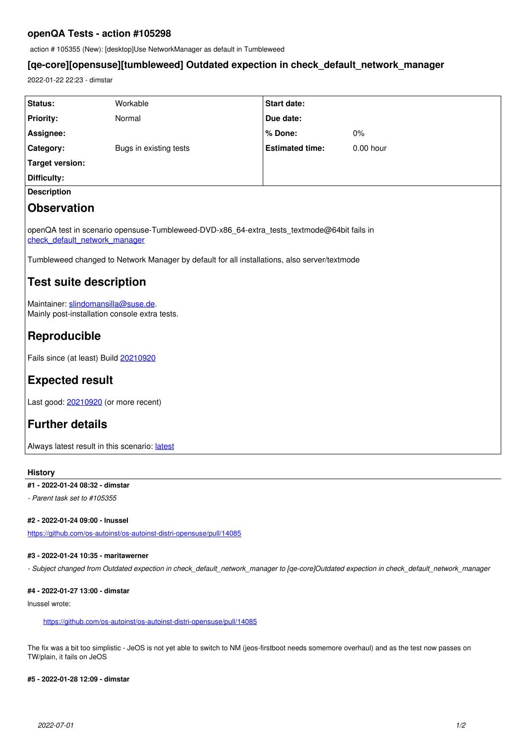## openQA Tests - action #105298

action # 105355 (New): [desktop]Use NetworkManager as default in Tumbleweed

### [qe-core][opensuse][tumbleweed] Outdated expection in check_default_network_manager

2022-01-22 22:23 - dimstar

| | | | |
|---|---|---|---|
| **Status:** | Workable | **Start date:** | |
| **Priority:** | Normal | **Due date:** | |
| **Assignee:** | | **% Done:** | 0% |
| **Category:** | Bugs in existing tests | **Estimated time:** | 0.00 hour |
| **Target version:** | | | |
| **Difficulty:** | | | |

**Description**

# Observation

openQA test in scenario opensuse-Tumbleweed-DVD-x86_64-extra_tests_textmode@64bit fails in check_default_network_manager

Tumbleweed changed to Network Manager by default for all installations, also server/textmode

# Test suite description

Maintainer: slindomansilla@suse.de.
Mainly post-installation console extra tests.

# Reproducible

Fails since (at least) Build 20210920

# Expected result

Last good: 20210920 (or more recent)

# Further details

Always latest result in this scenario: latest

### History

**#1 - 2022-01-24 08:32 - dimstar**

*- Parent task set to #105355*

**#2 - 2022-01-24 09:00 - lnussel**

https://github.com/os-autoinst/os-autoinst-distri-opensuse/pull/14085

**#3 - 2022-01-24 10:35 - maritawerner**

*- Subject changed from Outdated expection in check_default_network_manager to [qe-core]Outdated expection in check_default_network_manager*

**#4 - 2022-01-27 13:00 - dimstar**

lnussel wrote:

> https://github.com/os-autoinst/os-autoinst-distri-opensuse/pull/14085

The fix was a bit too simplistic - JeOS is not yet able to switch to NM (jeos-firstboot needs somemore overhaul) and as the test now passes on TW/plain, it fails on JeOS

**#5 - 2022-01-28 12:09 - dimstar**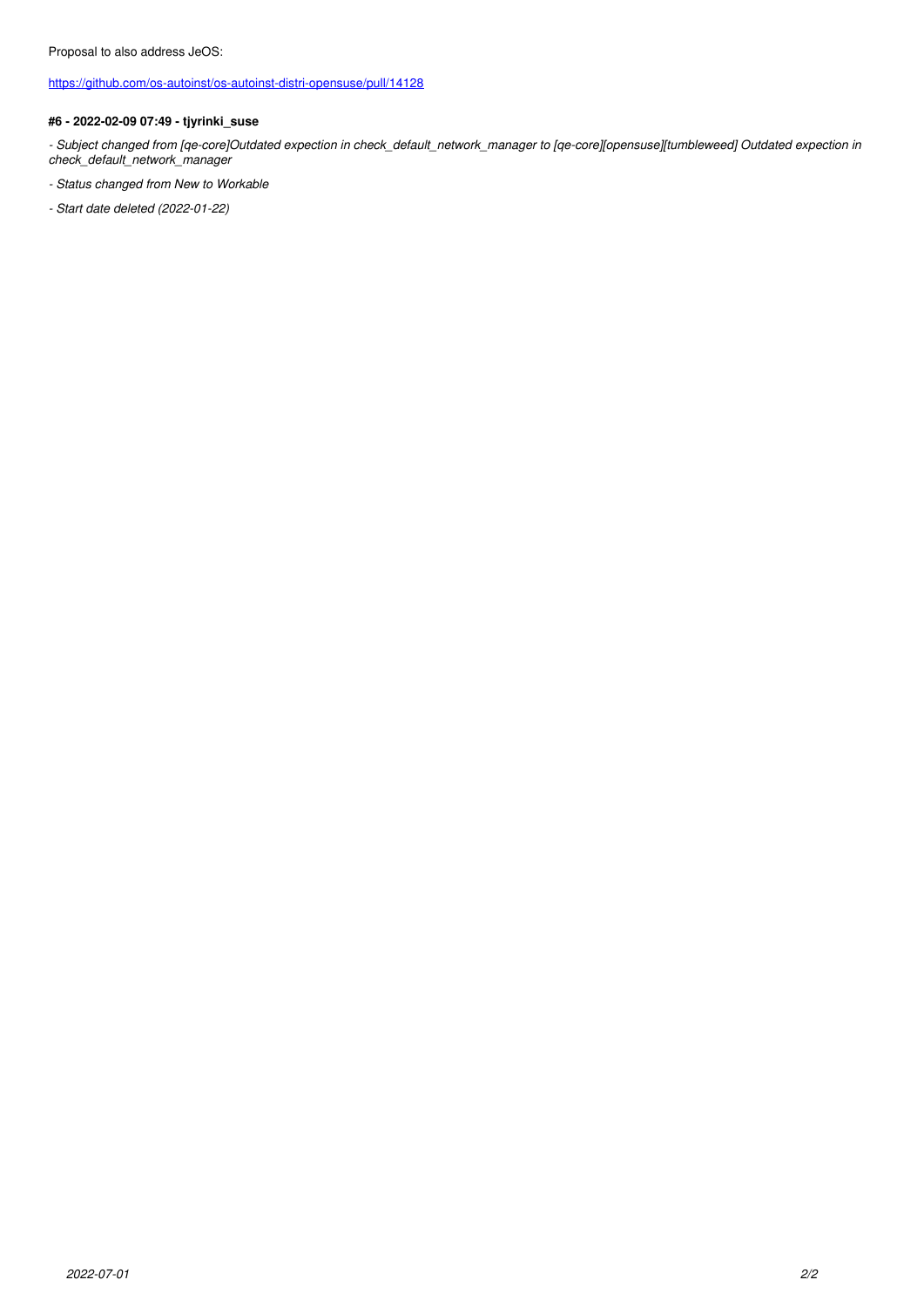Proposal to also address JeOS:

https://github.com/os-autoinst/os-autoinst-distri-opensuse/pull/14128

#### #6 - 2022-02-09 07:49 - tjyrinki_suse

*- Subject changed from [qe-core]Outdated expection in check_default_network_manager to [qe-core][opensuse][tumbleweed] Outdated expection in check_default_network_manager*

*- Status changed from New to Workable*

*- Start date deleted (2022-01-22)*